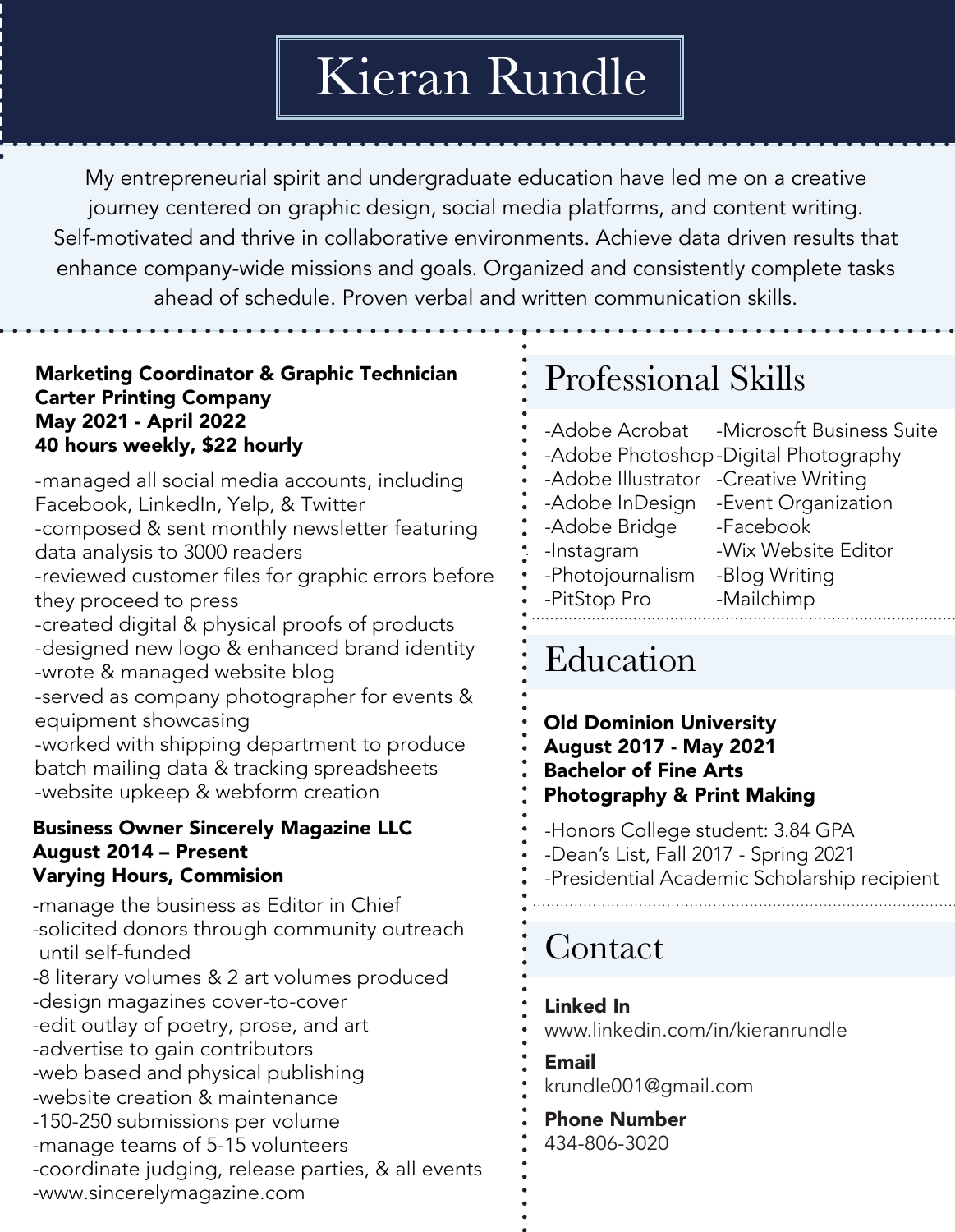# Kieran Rundle

My entrepreneurial spirit and undergraduate education have led me on a creative journey centered on graphic design, social media platforms, and content writing. Self-motivated and thrive in collaborative environments. Achieve data driven results that enhance company-wide missions and goals. Organized and consistently complete tasks ahead of schedule. Proven verbal and written communication skills.

**Marketing Coordinator & Graphic Technician**
**Carter Printing Company**
**May 2021 - April 2022**
**40 hours weekly, $22 hourly**

-managed all social media accounts, including Facebook, LinkedIn, Yelp, & Twitter
-composed & sent monthly newsletter featuring data analysis to 3000 readers
-reviewed customer files for graphic errors before they proceed to press
-created digital & physical proofs of products
-designed new logo & enhanced brand identity
-wrote & managed website blog
-served as company photographer for events & equipment showcasing
-worked with shipping department to produce batch mailing data & tracking spreadsheets
-website upkeep & webform creation

**Business Owner Sincerely Magazine LLC**
**August 2014 – Present**
**Varying Hours, Commision**

-manage the business as Editor in Chief
-solicited donors through community outreach until self-funded
-8 literary volumes & 2 art volumes produced
-design magazines cover-to-cover
-edit outlay of poetry, prose, and art
-advertise to gain contributors
-web based and physical publishing
-website creation & maintenance
-150-250 submissions per volume
-manage teams of 5-15 volunteers
-coordinate judging, release parties, & all events
-www.sincerelymagazine.com

## Professional Skills

-Adobe Acrobat
-Adobe Photoshop
-Adobe Illustrator
-Adobe InDesign
-Adobe Bridge
-Instagram
-Photojournalism
-PitStop Pro
-Microsoft Business Suite
-Digital Photography
-Creative Writing
-Event Organization
-Facebook
-Wix Website Editor
-Blog Writing
-Mailchimp

## Education

**Old Dominion University**
**August 2017 - May 2021**
**Bachelor of Fine Arts**
**Photography & Print Making**

-Honors College student: 3.84 GPA
-Dean's List, Fall 2017 - Spring 2021
-Presidential Academic Scholarship recipient

## Contact

**Linked In**
www.linkedin.com/in/kieranrundle

**Email**
krundle001@gmail.com

**Phone Number**
434-806-3020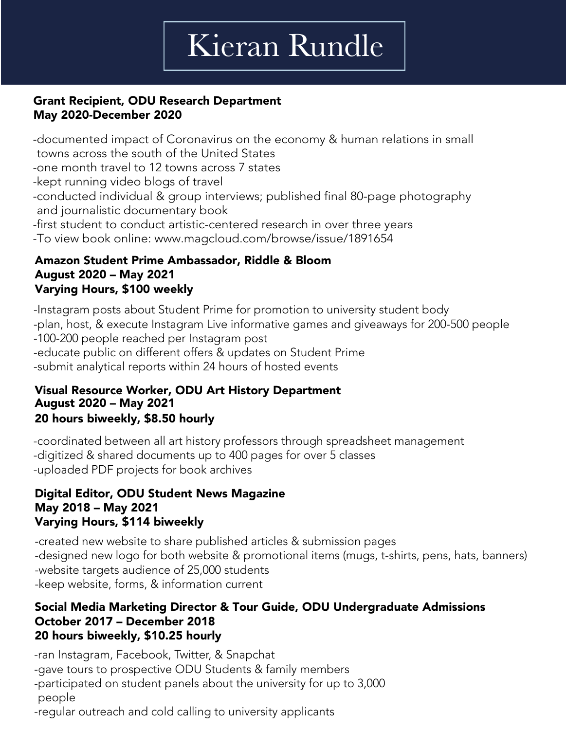# Kieran Rundle

**Grant Recipient, ODU Research Department**
**May 2020-December 2020**

-documented impact of Coronavirus on the economy & human relations in small towns across the south of the United States
-one month travel to 12 towns across 7 states
-kept running video blogs of travel
-conducted individual & group interviews; published final 80-page photography and journalistic documentary book
-first student to conduct artistic-centered research in over three years
-To view book online: www.magcloud.com/browse/issue/1891654

**Amazon Student Prime Ambassador, Riddle & Bloom**
**August 2020 – May 2021**
**Varying Hours, $100 weekly**

-Instagram posts about Student Prime for promotion to university student body
-plan, host, & execute Instagram Live informative games and giveaways for 200-500 people
-100-200 people reached per Instagram post
-educate public on different offers & updates on Student Prime
-submit analytical reports within 24 hours of hosted events

**Visual Resource Worker, ODU Art History Department**
**August 2020 – May 2021**
**20 hours biweekly, $8.50 hourly**

-coordinated between all art history professors through spreadsheet management
-digitized & shared documents up to 400 pages for over 5 classes
-uploaded PDF projects for book archives

**Digital Editor, ODU Student News Magazine**
**May 2018 – May 2021**
**Varying Hours, $114 biweekly**

-created new website to share published articles & submission pages
-designed new logo for both website & promotional items (mugs, t-shirts, pens, hats, banners)
-website targets audience of 25,000 students
-keep website, forms, & information current

**Social Media Marketing Director & Tour Guide, ODU Undergraduate Admissions**
**October 2017 – December 2018**
**20 hours biweekly, $10.25 hourly**

-ran Instagram, Facebook, Twitter, & Snapchat
-gave tours to prospective ODU Students & family members
-participated on student panels about the university for up to 3,000 people
-regular outreach and cold calling to university applicants